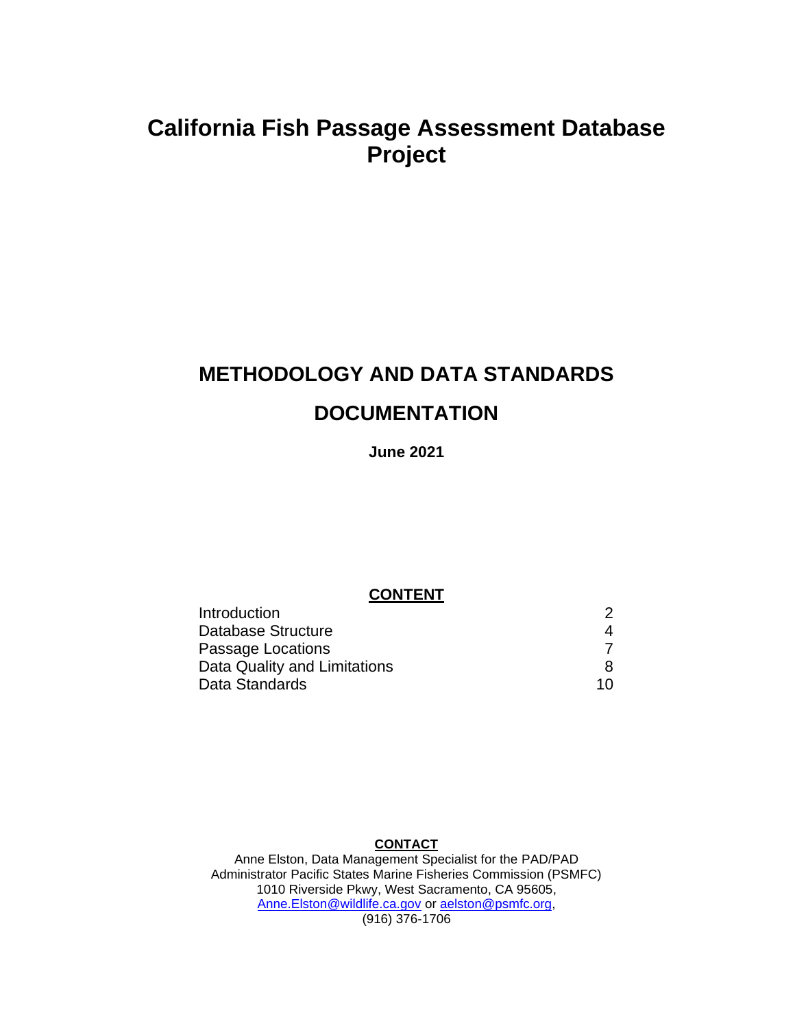# California Fish Passage Assessment Database Project

## METHODOLOGY AND DATA STANDARDS

## DOCUMENTATION

**June 2021**

**CONTENT**

| | |
|---|---|
| Introduction | 2 |
| Database Structure | 4 |
| Passage Locations | 7 |
| Data Quality and Limitations | 8 |
| Data Standards | 10 |

**CONTACT**

Anne Elston, Data Management Specialist for the PAD/PAD Administrator Pacific States Marine Fisheries Commission (PSMFC)
1010 Riverside Pkwy, West Sacramento, CA 95605,
Anne.Elston@wildlife.ca.gov or aelston@psmfc.org,
(916) 376-1706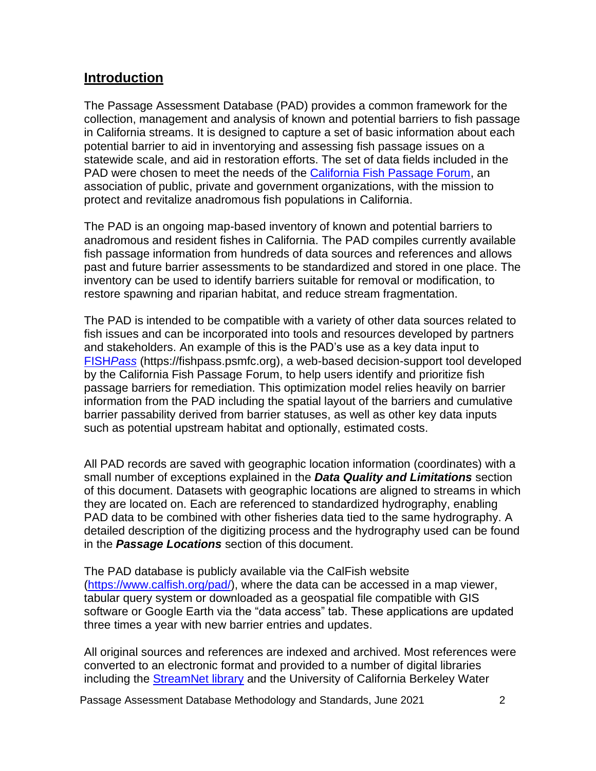## Introduction

The Passage Assessment Database (PAD) provides a common framework for the collection, management and analysis of known and potential barriers to fish passage in California streams. It is designed to capture a set of basic information about each potential barrier to aid in inventorying and assessing fish passage issues on a statewide scale, and aid in restoration efforts. The set of data fields included in the PAD were chosen to meet the needs of the California Fish Passage Forum, an association of public, private and government organizations, with the mission to protect and revitalize anadromous fish populations in California.

The PAD is an ongoing map-based inventory of known and potential barriers to anadromous and resident fishes in California. The PAD compiles currently available fish passage information from hundreds of data sources and references and allows past and future barrier assessments to be standardized and stored in one place. The inventory can be used to identify barriers suitable for removal or modification, to restore spawning and riparian habitat, and reduce stream fragmentation.

The PAD is intended to be compatible with a variety of other data sources related to fish issues and can be incorporated into tools and resources developed by partners and stakeholders. An example of this is the PAD's use as a key data input to FISH*Pass* (https://fishpass.psmfc.org), a web-based decision-support tool developed by the California Fish Passage Forum, to help users identify and prioritize fish passage barriers for remediation. This optimization model relies heavily on barrier information from the PAD including the spatial layout of the barriers and cumulative barrier passability derived from barrier statuses, as well as other key data inputs such as potential upstream habitat and optionally, estimated costs.

All PAD records are saved with geographic location information (coordinates) with a small number of exceptions explained in the ***Data Quality and Limitations*** section of this document. Datasets with geographic locations are aligned to streams in which they are located on. Each are referenced to standardized hydrography, enabling PAD data to be combined with other fisheries data tied to the same hydrography. A detailed description of the digitizing process and the hydrography used can be found in the ***Passage Locations*** section of this document.

The PAD database is publicly available via the CalFish website (https://www.calfish.org/pad/), where the data can be accessed in a map viewer, tabular query system or downloaded as a geospatial file compatible with GIS software or Google Earth via the "data access" tab. These applications are updated three times a year with new barrier entries and updates.

All original sources and references are indexed and archived. Most references were converted to an electronic format and provided to a number of digital libraries including the StreamNet library and the University of California Berkeley Water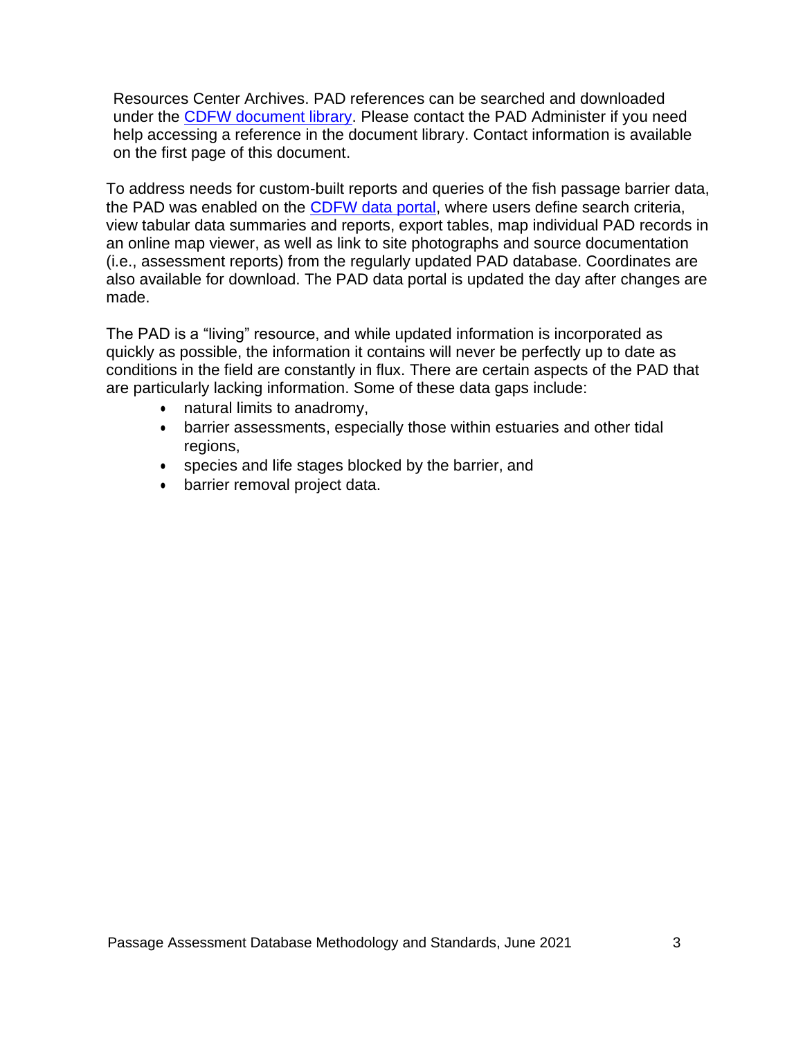Resources Center Archives. PAD references can be searched and downloaded under the CDFW document library. Please contact the PAD Administer if you need help accessing a reference in the document library. Contact information is available on the first page of this document.

To address needs for custom-built reports and queries of the fish passage barrier data, the PAD was enabled on the CDFW data portal, where users define search criteria, view tabular data summaries and reports, export tables, map individual PAD records in an online map viewer, as well as link to site photographs and source documentation (i.e., assessment reports) from the regularly updated PAD database. Coordinates are also available for download. The PAD data portal is updated the day after changes are made.

The PAD is a “living” resource, and while updated information is incorporated as quickly as possible, the information it contains will never be perfectly up to date as conditions in the field are constantly in flux. There are certain aspects of the PAD that are particularly lacking information. Some of these data gaps include:

- natural limits to anadromy,
- barrier assessments, especially those within estuaries and other tidal regions,
- species and life stages blocked by the barrier, and
- barrier removal project data.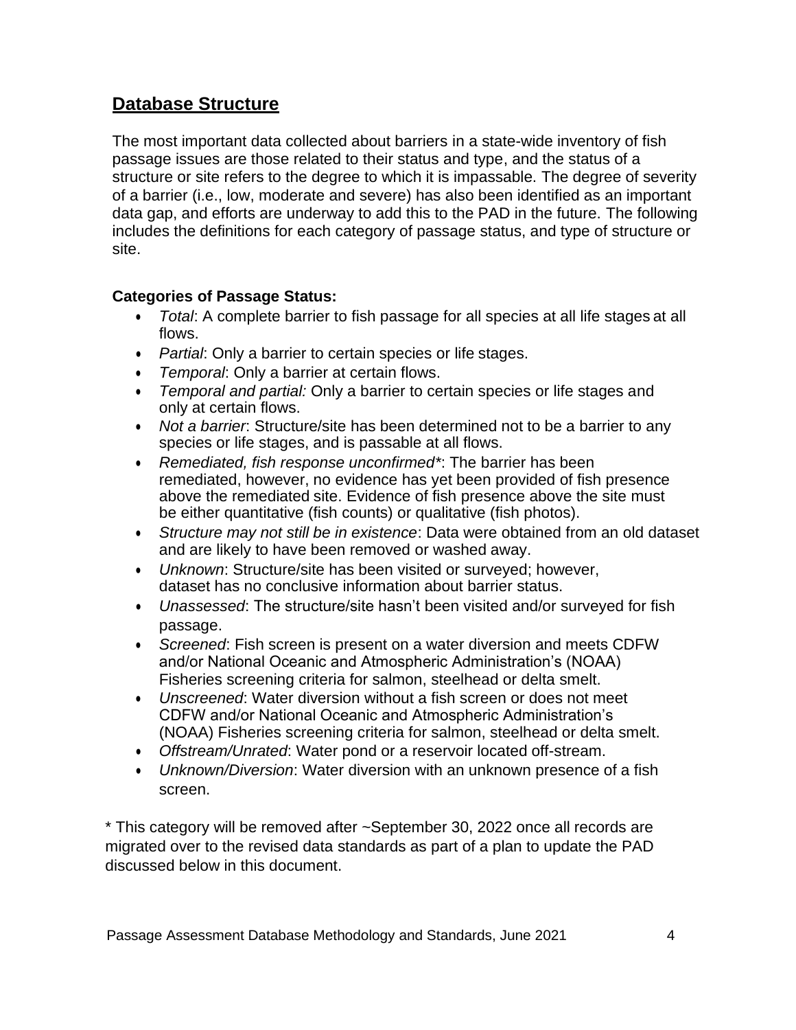## Database Structure

The most important data collected about barriers in a state-wide inventory of fish passage issues are those related to their status and type, and the status of a structure or site refers to the degree to which it is impassable. The degree of severity of a barrier (i.e., low, moderate and severe) has also been identified as an important data gap, and efforts are underway to add this to the PAD in the future. The following includes the definitions for each category of passage status, and type of structure or site.

**Categories of Passage Status:**

- *Total*: A complete barrier to fish passage for all species at all life stages at all flows.
- *Partial*: Only a barrier to certain species or life stages.
- *Temporal*: Only a barrier at certain flows.
- *Temporal and partial:* Only a barrier to certain species or life stages and only at certain flows.
- *Not a barrier*: Structure/site has been determined not to be a barrier to any species or life stages, and is passable at all flows.
- *Remediated, fish response unconfirmed**: The barrier has been remediated, however, no evidence has yet been provided of fish presence above the remediated site. Evidence of fish presence above the site must be either quantitative (fish counts) or qualitative (fish photos).
- *Structure may not still be in existence*: Data were obtained from an old dataset and are likely to have been removed or washed away.
- *Unknown*: Structure/site has been visited or surveyed; however, dataset has no conclusive information about barrier status.
- *Unassessed*: The structure/site hasn't been visited and/or surveyed for fish passage.
- *Screened*: Fish screen is present on a water diversion and meets CDFW and/or National Oceanic and Atmospheric Administration's (NOAA) Fisheries screening criteria for salmon, steelhead or delta smelt.
- *Unscreened*: Water diversion without a fish screen or does not meet CDFW and/or National Oceanic and Atmospheric Administration's (NOAA) Fisheries screening criteria for salmon, steelhead or delta smelt.
- *Offstream/Unrated*: Water pond or a reservoir located off-stream.
- *Unknown/Diversion*: Water diversion with an unknown presence of a fish screen.

* This category will be removed after ~September 30, 2022 once all records are migrated over to the revised data standards as part of a plan to update the PAD discussed below in this document.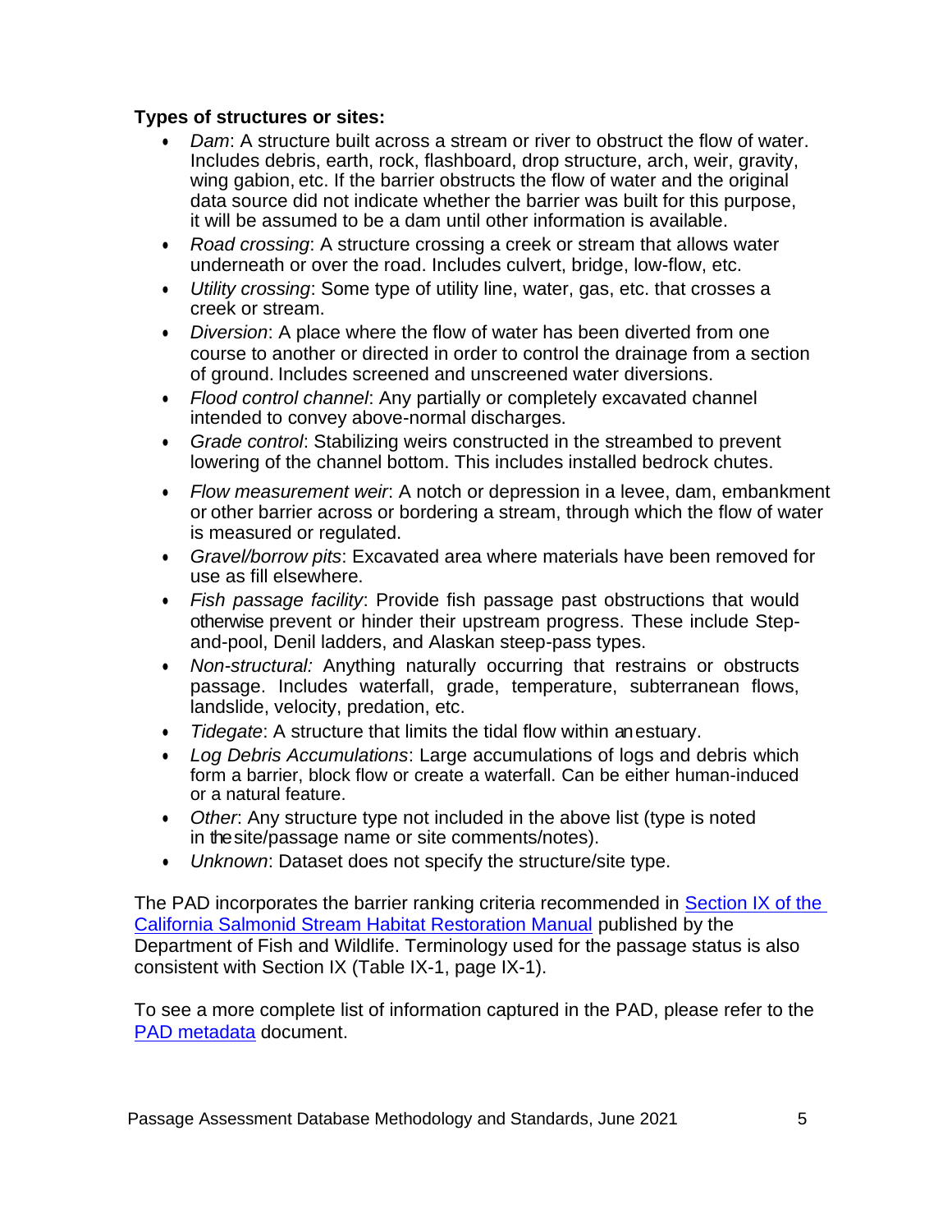**Types of structures or sites:**

- *Dam*: A structure built across a stream or river to obstruct the flow of water. Includes debris, earth, rock, flashboard, drop structure, arch, weir, gravity, wing gabion, etc. If the barrier obstructs the flow of water and the original data source did not indicate whether the barrier was built for this purpose, it will be assumed to be a dam until other information is available.
- *Road crossing*: A structure crossing a creek or stream that allows water underneath or over the road. Includes culvert, bridge, low-flow, etc.
- *Utility crossing*: Some type of utility line, water, gas, etc. that crosses a creek or stream.
- *Diversion*: A place where the flow of water has been diverted from one course to another or directed in order to control the drainage from a section of ground. Includes screened and unscreened water diversions.
- *Flood control channel*: Any partially or completely excavated channel intended to convey above-normal discharges.
- *Grade control*: Stabilizing weirs constructed in the streambed to prevent lowering of the channel bottom. This includes installed bedrock chutes.
- *Flow measurement weir*: A notch or depression in a levee, dam, embankment or other barrier across or bordering a stream, through which the flow of water is measured or regulated.
- *Gravel/borrow pits*: Excavated area where materials have been removed for use as fill elsewhere.
- *Fish passage facility*: Provide fish passage past obstructions that would otherwise prevent or hinder their upstream progress. These include Step-and-pool, Denil ladders, and Alaskan steep-pass types.
- *Non-structural:* Anything naturally occurring that restrains or obstructs passage. Includes waterfall, grade, temperature, subterranean flows, landslide, velocity, predation, etc.
- *Tidegate*: A structure that limits the tidal flow within an estuary.
- *Log Debris Accumulations*: Large accumulations of logs and debris which form a barrier, block flow or create a waterfall. Can be either human-induced or a natural feature.
- *Other*: Any structure type not included in the above list (type is noted in the site/passage name or site comments/notes).
- *Unknown*: Dataset does not specify the structure/site type.

The PAD incorporates the barrier ranking criteria recommended in Section IX of the California Salmonid Stream Habitat Restoration Manual published by the Department of Fish and Wildlife. Terminology used for the passage status is also consistent with Section IX (Table IX-1, page IX-1).

To see a more complete list of information captured in the PAD, please refer to the PAD metadata document.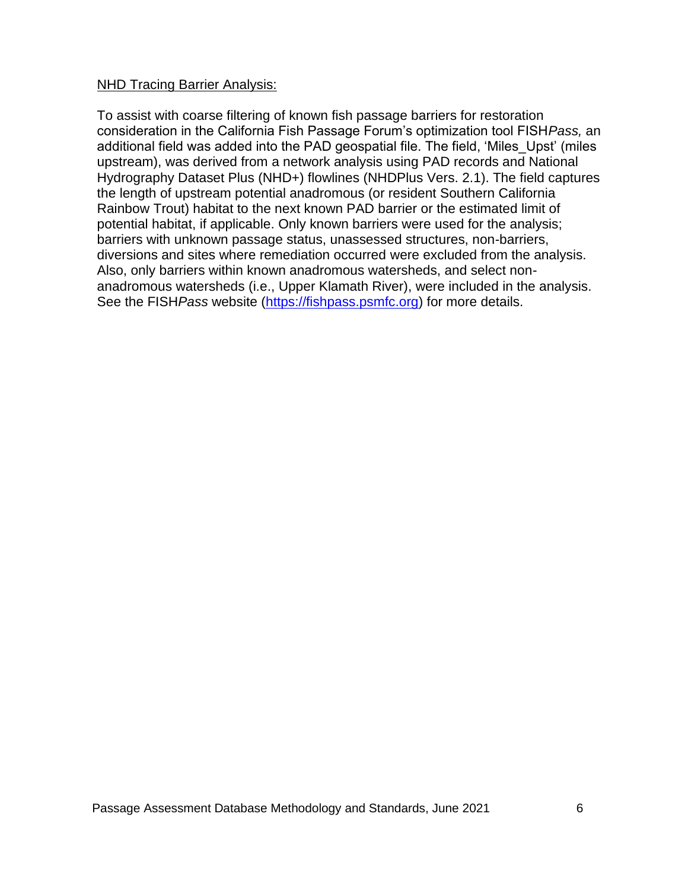NHD Tracing Barrier Analysis:

To assist with coarse filtering of known fish passage barriers for restoration consideration in the California Fish Passage Forum's optimization tool FISH*Pass,* an additional field was added into the PAD geospatial file. The field, 'Miles_Upst' (miles upstream), was derived from a network analysis using PAD records and National Hydrography Dataset Plus (NHD+) flowlines (NHDPlus Vers. 2.1). The field captures the length of upstream potential anadromous (or resident Southern California Rainbow Trout) habitat to the next known PAD barrier or the estimated limit of potential habitat, if applicable. Only known barriers were used for the analysis; barriers with unknown passage status, unassessed structures, non-barriers, diversions and sites where remediation occurred were excluded from the analysis. Also, only barriers within known anadromous watersheds, and select non-anadromous watersheds (i.e., Upper Klamath River), were included in the analysis. See the FISH*Pass* website ([https://fishpass.psmfc.org](https://fishpass.psmfc.org)) for more details.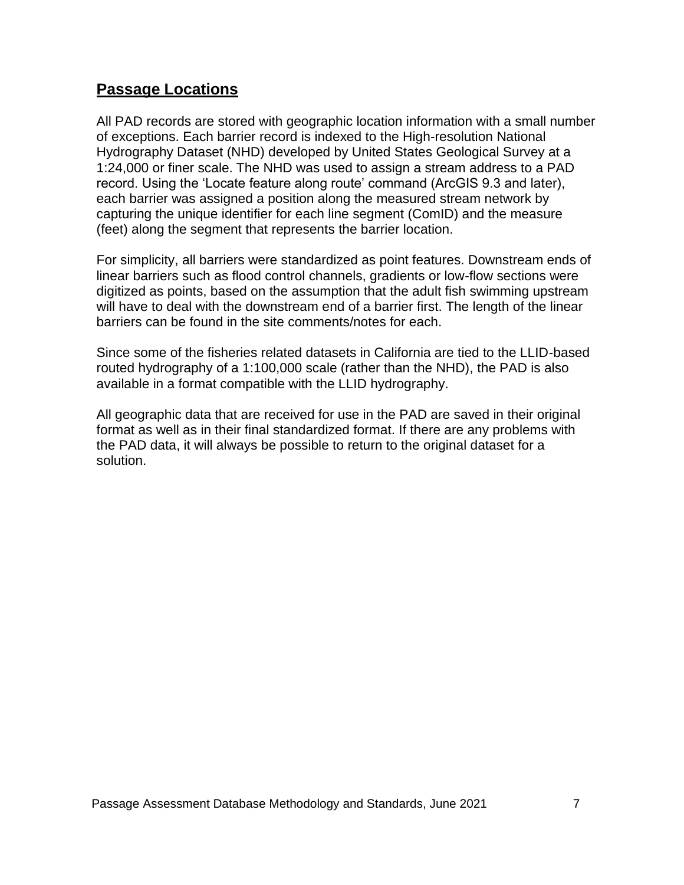## Passage Locations

All PAD records are stored with geographic location information with a small number of exceptions. Each barrier record is indexed to the High-resolution National Hydrography Dataset (NHD) developed by United States Geological Survey at a 1:24,000 or finer scale. The NHD was used to assign a stream address to a PAD record. Using the 'Locate feature along route' command (ArcGIS 9.3 and later), each barrier was assigned a position along the measured stream network by capturing the unique identifier for each line segment (ComID) and the measure (feet) along the segment that represents the barrier location.

For simplicity, all barriers were standardized as point features. Downstream ends of linear barriers such as flood control channels, gradients or low-flow sections were digitized as points, based on the assumption that the adult fish swimming upstream will have to deal with the downstream end of a barrier first. The length of the linear barriers can be found in the site comments/notes for each.

Since some of the fisheries related datasets in California are tied to the LLID-based routed hydrography of a 1:100,000 scale (rather than the NHD), the PAD is also available in a format compatible with the LLID hydrography.

All geographic data that are received for use in the PAD are saved in their original format as well as in their final standardized format. If there are any problems with the PAD data, it will always be possible to return to the original dataset for a solution.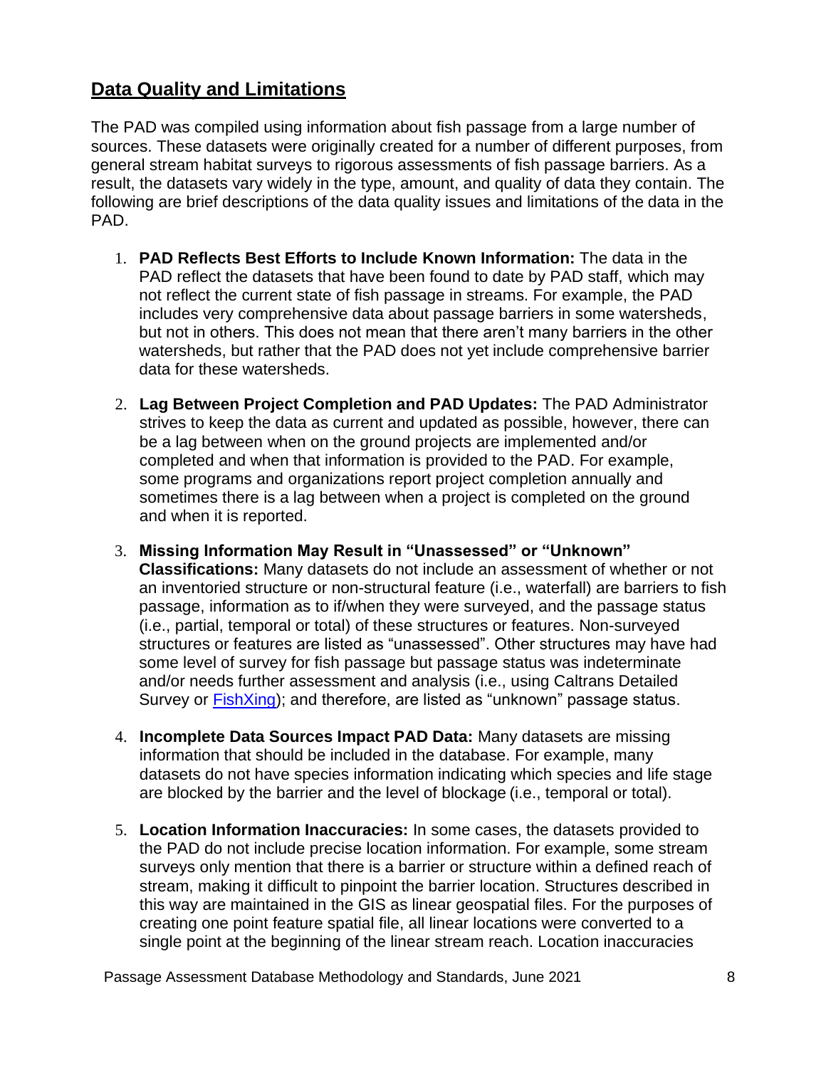## Data Quality and Limitations

The PAD was compiled using information about fish passage from a large number of sources. These datasets were originally created for a number of different purposes, from general stream habitat surveys to rigorous assessments of fish passage barriers. As a result, the datasets vary widely in the type, amount, and quality of data they contain. The following are brief descriptions of the data quality issues and limitations of the data in the PAD.

1. **PAD Reflects Best Efforts to Include Known Information:** The data in the PAD reflect the datasets that have been found to date by PAD staff, which may not reflect the current state of fish passage in streams. For example, the PAD includes very comprehensive data about passage barriers in some watersheds, but not in others. This does not mean that there aren't many barriers in the other watersheds, but rather that the PAD does not yet include comprehensive barrier data for these watersheds.

2. **Lag Between Project Completion and PAD Updates:** The PAD Administrator strives to keep the data as current and updated as possible, however, there can be a lag between when on the ground projects are implemented and/or completed and when that information is provided to the PAD. For example, some programs and organizations report project completion annually and sometimes there is a lag between when a project is completed on the ground and when it is reported.

3. **Missing Information May Result in "Unassessed" or "Unknown" Classifications:** Many datasets do not include an assessment of whether or not an inventoried structure or non-structural feature (i.e., waterfall) are barriers to fish passage, information as to if/when they were surveyed, and the passage status (i.e., partial, temporal or total) of these structures or features. Non-surveyed structures or features are listed as "unassessed". Other structures may have had some level of survey for fish passage but passage status was indeterminate and/or needs further assessment and analysis (i.e., using Caltrans Detailed Survey or FishXing); and therefore, are listed as "unknown" passage status.

4. **Incomplete Data Sources Impact PAD Data:** Many datasets are missing information that should be included in the database. For example, many datasets do not have species information indicating which species and life stage are blocked by the barrier and the level of blockage (i.e., temporal or total).

5. **Location Information Inaccuracies:** In some cases, the datasets provided to the PAD do not include precise location information. For example, some stream surveys only mention that there is a barrier or structure within a defined reach of stream, making it difficult to pinpoint the barrier location. Structures described in this way are maintained in the GIS as linear geospatial files. For the purposes of creating one point feature spatial file, all linear locations were converted to a single point at the beginning of the linear stream reach. Location inaccuracies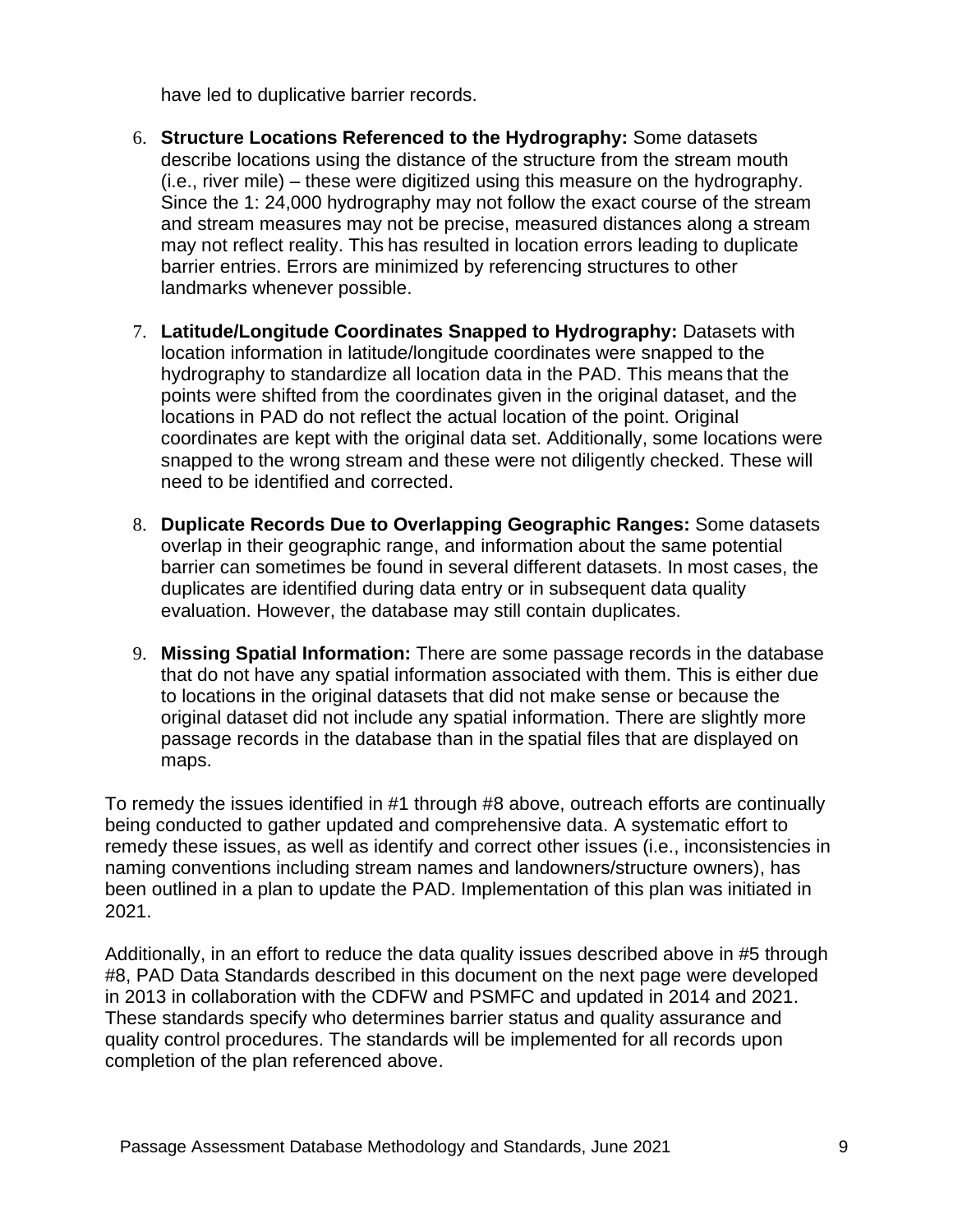have led to duplicative barrier records.

6. **Structure Locations Referenced to the Hydrography:** Some datasets describe locations using the distance of the structure from the stream mouth (i.e., river mile) – these were digitized using this measure on the hydrography. Since the 1: 24,000 hydrography may not follow the exact course of the stream and stream measures may not be precise, measured distances along a stream may not reflect reality. This has resulted in location errors leading to duplicate barrier entries. Errors are minimized by referencing structures to other landmarks whenever possible.

7. **Latitude/Longitude Coordinates Snapped to Hydrography:** Datasets with location information in latitude/longitude coordinates were snapped to the hydrography to standardize all location data in the PAD. This means that the points were shifted from the coordinates given in the original dataset, and the locations in PAD do not reflect the actual location of the point. Original coordinates are kept with the original data set. Additionally, some locations were snapped to the wrong stream and these were not diligently checked. These will need to be identified and corrected.

8. **Duplicate Records Due to Overlapping Geographic Ranges:** Some datasets overlap in their geographic range, and information about the same potential barrier can sometimes be found in several different datasets. In most cases, the duplicates are identified during data entry or in subsequent data quality evaluation. However, the database may still contain duplicates.

9. **Missing Spatial Information:** There are some passage records in the database that do not have any spatial information associated with them. This is either due to locations in the original datasets that did not make sense or because the original dataset did not include any spatial information. There are slightly more passage records in the database than in the spatial files that are displayed on maps.

To remedy the issues identified in #1 through #8 above, outreach efforts are continually being conducted to gather updated and comprehensive data. A systematic effort to remedy these issues, as well as identify and correct other issues (i.e., inconsistencies in naming conventions including stream names and landowners/structure owners), has been outlined in a plan to update the PAD. Implementation of this plan was initiated in 2021.

Additionally, in an effort to reduce the data quality issues described above in #5 through #8, PAD Data Standards described in this document on the next page were developed in 2013 in collaboration with the CDFW and PSMFC and updated in 2014 and 2021. These standards specify who determines barrier status and quality assurance and quality control procedures. The standards will be implemented for all records upon completion of the plan referenced above.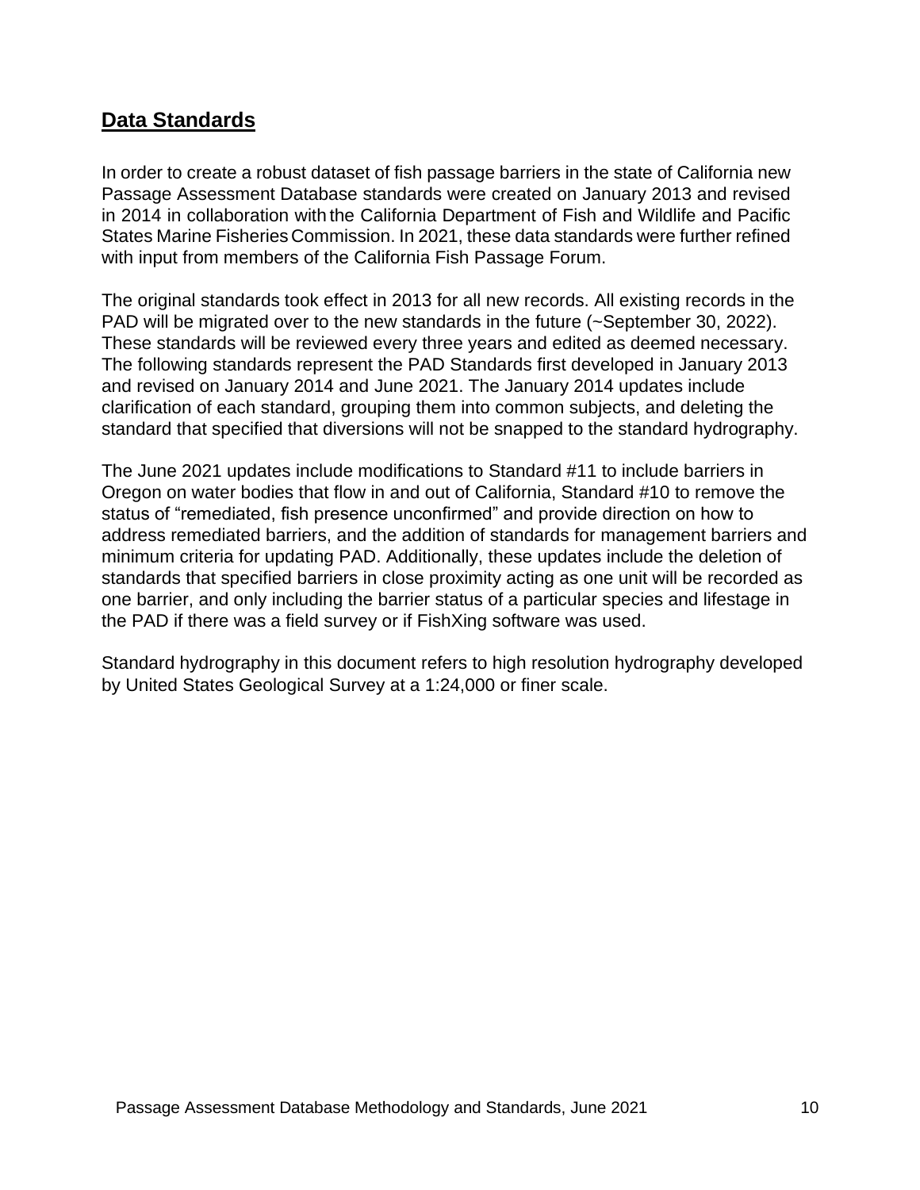## Data Standards

In order to create a robust dataset of fish passage barriers in the state of California new Passage Assessment Database standards were created on January 2013 and revised in 2014 in collaboration with the California Department of Fish and Wildlife and Pacific States Marine Fisheries Commission. In 2021, these data standards were further refined with input from members of the California Fish Passage Forum.

The original standards took effect in 2013 for all new records. All existing records in the PAD will be migrated over to the new standards in the future (~September 30, 2022). These standards will be reviewed every three years and edited as deemed necessary. The following standards represent the PAD Standards first developed in January 2013 and revised on January 2014 and June 2021. The January 2014 updates include clarification of each standard, grouping them into common subjects, and deleting the standard that specified that diversions will not be snapped to the standard hydrography.

The June 2021 updates include modifications to Standard #11 to include barriers in Oregon on water bodies that flow in and out of California, Standard #10 to remove the status of "remediated, fish presence unconfirmed" and provide direction on how to address remediated barriers, and the addition of standards for management barriers and minimum criteria for updating PAD. Additionally, these updates include the deletion of standards that specified barriers in close proximity acting as one unit will be recorded as one barrier, and only including the barrier status of a particular species and lifestage in the PAD if there was a field survey or if FishXing software was used.

Standard hydrography in this document refers to high resolution hydrography developed by United States Geological Survey at a 1:24,000 or finer scale.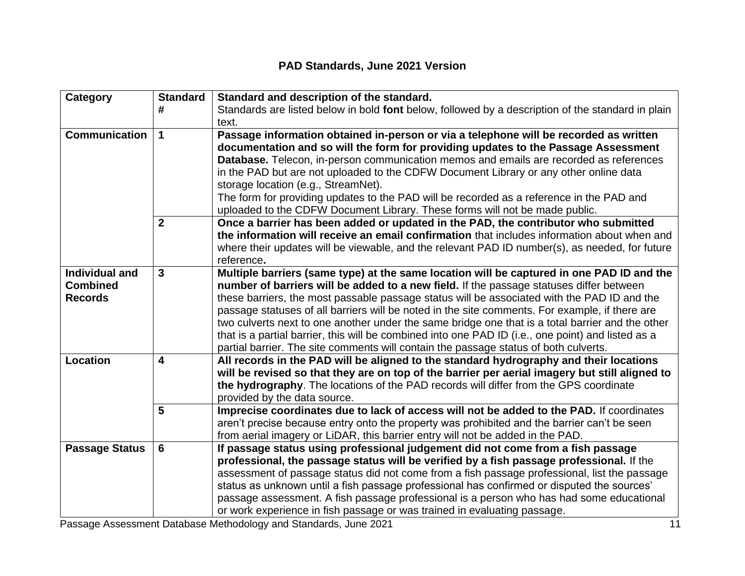## PAD Standards, June 2021 Version

| Category | Standard # | Standard and description of the standard. Standards are listed below in bold **font** below, followed by a description of the standard in plain text. |
|---|---|---|
| **Communication** | **1** | **Passage information obtained in-person or via a telephone will be recorded as written documentation and so will the form for providing updates to the Passage Assessment Database.** Telecon, in-person communication memos and emails are recorded as references in the PAD but are not uploaded to the CDFW Document Library or any other online data storage location (e.g., StreamNet). The form for providing updates to the PAD will be recorded as a reference in the PAD and uploaded to the CDFW Document Library. These forms will not be made public. |
| | **2** | **Once a barrier has been added or updated in the PAD, the contributor who submitted the information will receive an email confirmation** that includes information about when and where their updates will be viewable, and the relevant PAD ID number(s), as needed, for future reference**.** |
| **Individual and Combined Records** | **3** | **Multiple barriers (same type) at the same location will be captured in one PAD ID and the number of barriers will be added to a new field.** If the passage statuses differ between these barriers, the most passable passage status will be associated with the PAD ID and the passage statuses of all barriers will be noted in the site comments. For example, if there are two culverts next to one another under the same bridge one that is a total barrier and the other that is a partial barrier, this will be combined into one PAD ID (i.e., one point) and listed as a partial barrier. The site comments will contain the passage status of both culverts. |
| **Location** | **4** | **All records in the PAD will be aligned to the standard hydrography and their locations will be revised so that they are on top of the barrier per aerial imagery but still aligned to the hydrography**. The locations of the PAD records will differ from the GPS coordinate provided by the data source. |
| | **5** | **Imprecise coordinates due to lack of access will not be added to the PAD.** If coordinates aren't precise because entry onto the property was prohibited and the barrier can't be seen from aerial imagery or LiDAR, this barrier entry will not be added in the PAD. |
| **Passage Status** | **6** | **If passage status using professional judgement did not come from a fish passage professional, the passage status will be verified by a fish passage professional.** If the assessment of passage status did not come from a fish passage professional, list the passage status as unknown until a fish passage professional has confirmed or disputed the sources' passage assessment. A fish passage professional is a person who has had some educational or work experience in fish passage or was trained in evaluating passage. |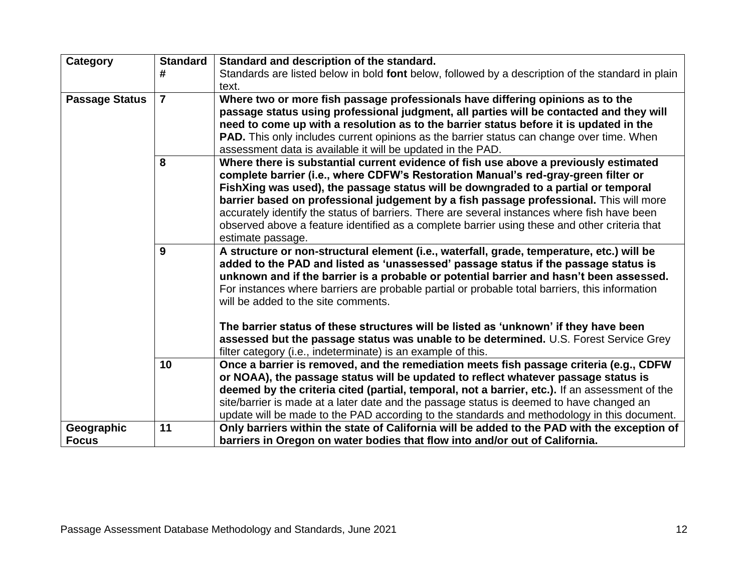| Category | Standard # | Standard and description of the standard. Standards are listed below in bold **font** below, followed by a description of the standard in plain text. |
|---|---|---|
| **Passage Status** | **7** | **Where two or more fish passage professionals have differing opinions as to the passage status using professional judgment, all parties will be contacted and they will need to come up with a resolution as to the barrier status before it is updated in the PAD.** This only includes current opinions as the barrier status can change over time. When assessment data is available it will be updated in the PAD. |
| | **8** | **Where there is substantial current evidence of fish use above a previously estimated complete barrier (i.e., where CDFW's Restoration Manual's red-gray-green filter or FishXing was used), the passage status will be downgraded to a partial or temporal barrier based on professional judgement by a fish passage professional.** This will more accurately identify the status of barriers. There are several instances where fish have been observed above a feature identified as a complete barrier using these and other criteria that estimate passage. |
| | **9** | **A structure or non-structural element (i.e., waterfall, grade, temperature, etc.) will be added to the PAD and listed as 'unassessed' passage status if the passage status is unknown and if the barrier is a probable or potential barrier and hasn't been assessed.** For instances where barriers are probable partial or probable total barriers, this information will be added to the site comments.<br><br>**The barrier status of these structures will be listed as 'unknown' if they have been assessed but the passage status was unable to be determined.** U.S. Forest Service Grey filter category (i.e., indeterminate) is an example of this. |
| | **10** | **Once a barrier is removed, and the remediation meets fish passage criteria (e.g., CDFW or NOAA), the passage status will be updated to reflect whatever passage status is deemed by the criteria cited (partial, temporal, not a barrier, etc.).** If an assessment of the site/barrier is made at a later date and the passage status is deemed to have changed an update will be made to the PAD according to the standards and methodology in this document. |
| **Geographic Focus** | **11** | **Only barriers within the state of California will be added to the PAD with the exception of barriers in Oregon on water bodies that flow into and/or out of California.** |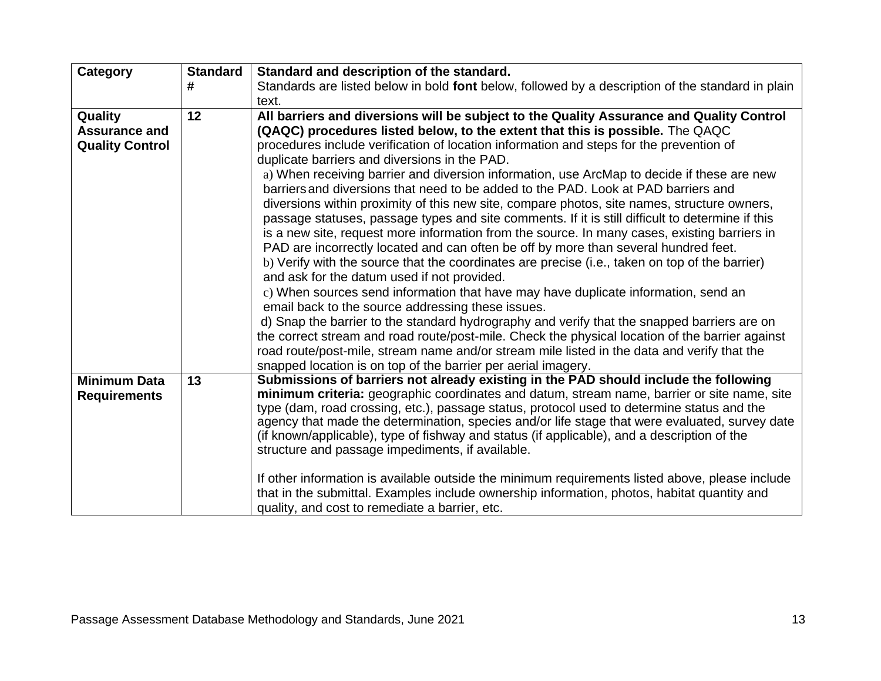| Category | Standard # | Standard and description of the standard. Standards are listed below in bold **font** below, followed by a description of the standard in plain text. |
|---|---|---|
| **Quality Assurance and Quality Control** | **12** | **All barriers and diversions will be subject to the Quality Assurance and Quality Control (QAQC) procedures listed below, to the extent that this is possible.** The QAQC procedures include verification of location information and steps for the prevention of duplicate barriers and diversions in the PAD. a) When receiving barrier and diversion information, use ArcMap to decide if these are new barriers and diversions that need to be added to the PAD. Look at PAD barriers and diversions within proximity of this new site, compare photos, site names, structure owners, passage statuses, passage types and site comments. If it is still difficult to determine if this is a new site, request more information from the source. In many cases, existing barriers in PAD are incorrectly located and can often be off by more than several hundred feet. b) Verify with the source that the coordinates are precise (i.e., taken on top of the barrier) and ask for the datum used if not provided. c) When sources send information that have may have duplicate information, send an email back to the source addressing these issues. d) Snap the barrier to the standard hydrography and verify that the snapped barriers are on the correct stream and road route/post-mile. Check the physical location of the barrier against road route/post-mile, stream name and/or stream mile listed in the data and verify that the snapped location is on top of the barrier per aerial imagery. |
| **Minimum Data Requirements** | **13** | **Submissions of barriers not already existing in the PAD should include the following minimum criteria:** geographic coordinates and datum, stream name, barrier or site name, site type (dam, road crossing, etc.), passage status, protocol used to determine status and the agency that made the determination, species and/or life stage that were evaluated, survey date (if known/applicable), type of fishway and status (if applicable), and a description of the structure and passage impediments, if available. If other information is available outside the minimum requirements listed above, please include that in the submittal. Examples include ownership information, photos, habitat quantity and quality, and cost to remediate a barrier, etc. |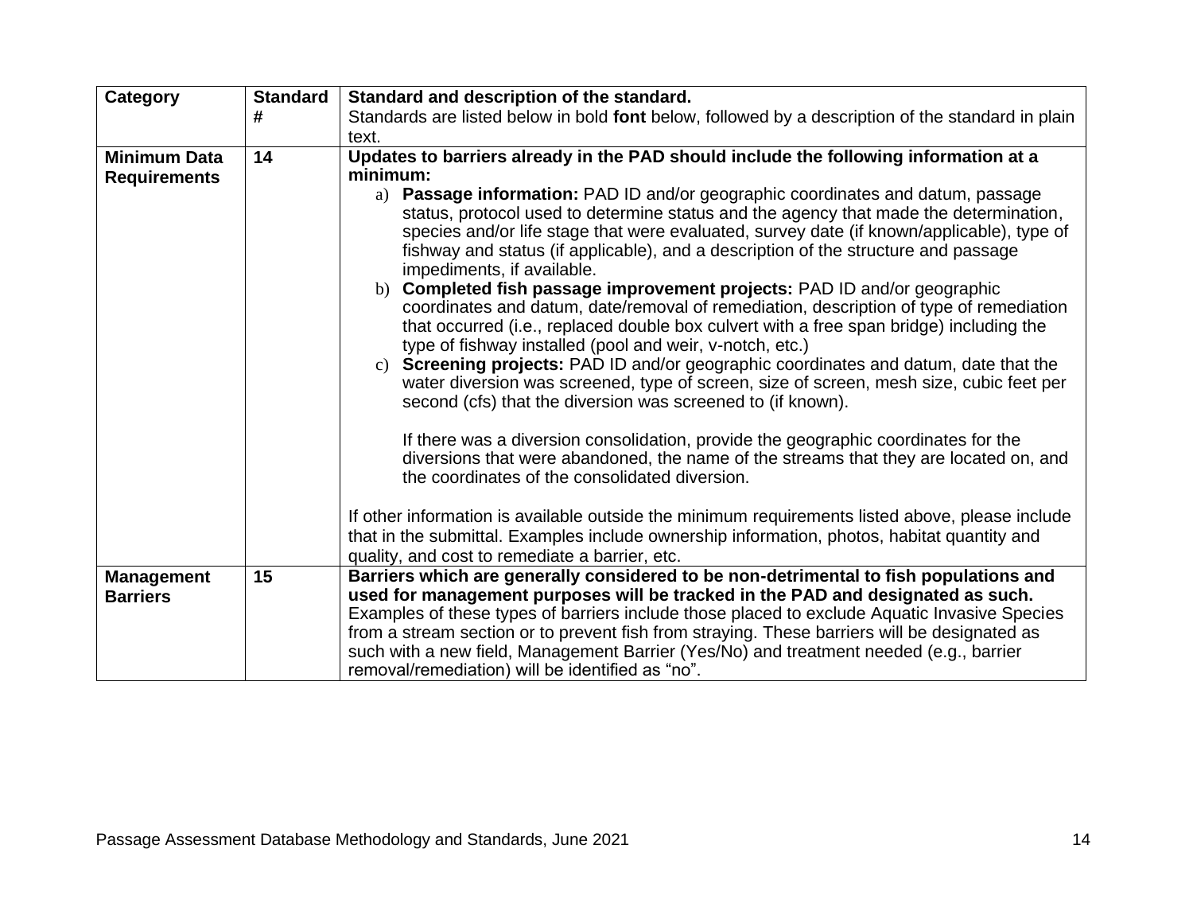| Category | Standard # | Standard and description of the standard.<br>Standards are listed below in bold **font** below, followed by a description of the standard in plain text. |
|---|---|---|
| **Minimum Data Requirements** | **14** | **Updates to barriers already in the PAD should include the following information at a minimum:**<br>a) **Passage information:** PAD ID and/or geographic coordinates and datum, passage status, protocol used to determine status and the agency that made the determination, species and/or life stage that were evaluated, survey date (if known/applicable), type of fishway and status (if applicable), and a description of the structure and passage impediments, if available.<br>b) **Completed fish passage improvement projects:** PAD ID and/or geographic coordinates and datum, date/removal of remediation, description of type of remediation that occurred (i.e., replaced double box culvert with a free span bridge) including the type of fishway installed (pool and weir, v-notch, etc.)<br>c) **Screening projects:** PAD ID and/or geographic coordinates and datum, date that the water diversion was screened, type of screen, size of screen, mesh size, cubic feet per second (cfs) that the diversion was screened to (if known).<br><br>If there was a diversion consolidation, provide the geographic coordinates for the diversions that were abandoned, the name of the streams that they are located on, and the coordinates of the consolidated diversion.<br><br>If other information is available outside the minimum requirements listed above, please include that in the submittal. Examples include ownership information, photos, habitat quantity and quality, and cost to remediate a barrier, etc. |
| **Management Barriers** | **15** | **Barriers which are generally considered to be non-detrimental to fish populations and used for management purposes will be tracked in the PAD and designated as such.** Examples of these types of barriers include those placed to exclude Aquatic Invasive Species from a stream section or to prevent fish from straying. These barriers will be designated as such with a new field, Management Barrier (Yes/No) and treatment needed (e.g., barrier removal/remediation) will be identified as "no". |